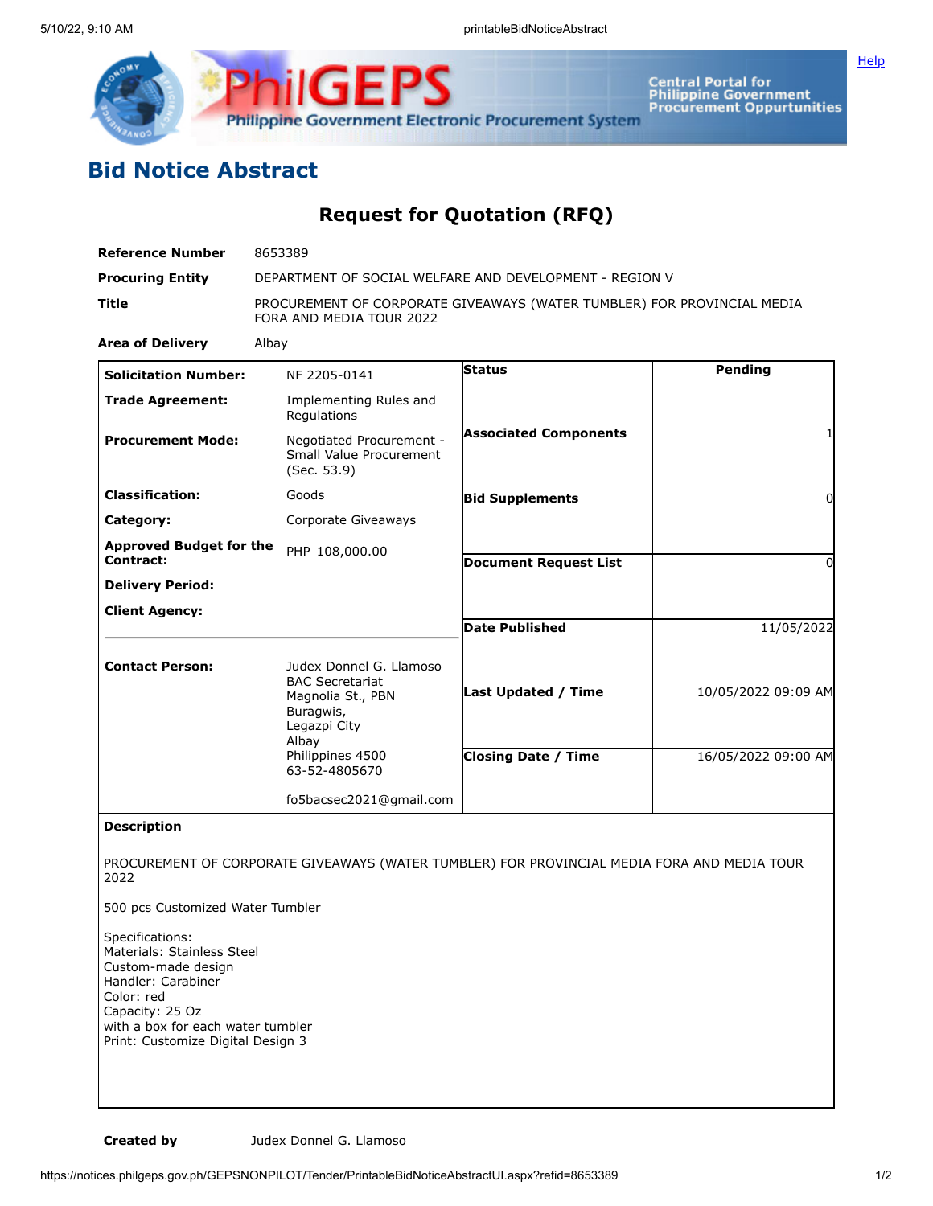# Bid Notice Abstract

## Request for Quotation (RFQ)

| | |
|---|---|
| **Reference Number** | 8653389 |
| **Procuring Entity** | DEPARTMENT OF SOCIAL WELFARE AND DEVELOPMENT - REGION V |
| **Title** | PROCUREMENT OF CORPORATE GIVEAWAYS (WATER TUMBLER) FOR PROVINCIAL MEDIA FORA AND MEDIA TOUR 2022 |
| **Area of Delivery** | Albay |

| | | | |
|---|---|---|---|
| **Solicitation Number:** | NF 2205-0141 | **Status** | Pending |
| **Trade Agreement:** | Implementing Rules and Regulations | | |
| **Procurement Mode:** | Negotiated Procurement - Small Value Procurement (Sec. 53.9) | **Associated Components** | 1 |
| **Classification:** | Goods | **Bid Supplements** | 0 |
| **Category:** | Corporate Giveaways | | |
| **Approved Budget for the Contract:** | PHP 108,000.00 | **Document Request List** | 0 |
| **Delivery Period:** | | | |
| **Client Agency:** | | **Date Published** | 11/05/2022 |
| **Contact Person:** | Judex Donnel G. Llamoso<br>BAC Secretariat<br>Magnolia St., PBN<br>Buragwis,<br>Legazpi City<br>Albay<br>Philippines 4500<br>63-52-4805670<br><br>fo5bacsec2021@gmail.com | **Last Updated / Time** | 10/05/2022 09:09 AM |
| | | **Closing Date / Time** | 16/05/2022 09:00 AM |

**Description**

PROCUREMENT OF CORPORATE GIVEAWAYS (WATER TUMBLER) FOR PROVINCIAL MEDIA FORA AND MEDIA TOUR 2022

500 pcs Customized Water Tumbler

Specifications:
Materials: Stainless Steel
Custom-made design
Handler: Carabiner
Color: red
Capacity: 25 Oz
with a box for each water tumbler
Print: Customize Digital Design 3

**Created by** Judex Donnel G. Llamoso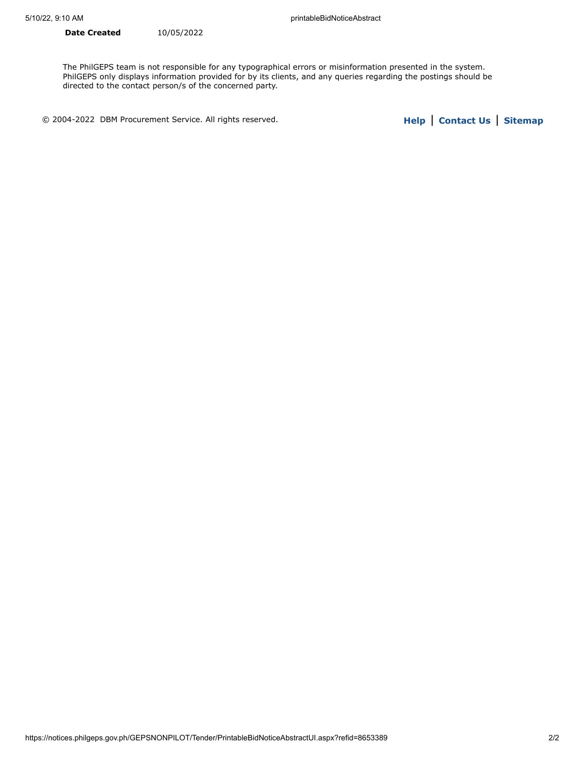| | |
|---|---|
| **Date Created** | 10/05/2022 |

The PhilGEPS team is not responsible for any typographical errors or misinformation presented in the system. PhilGEPS only displays information provided for by its clients, and any queries regarding the postings should be directed to the contact person/s of the concerned party.

© 2004-2022 DBM Procurement Service. All rights reserved.

**Help** | **Contact Us** | **Sitemap**